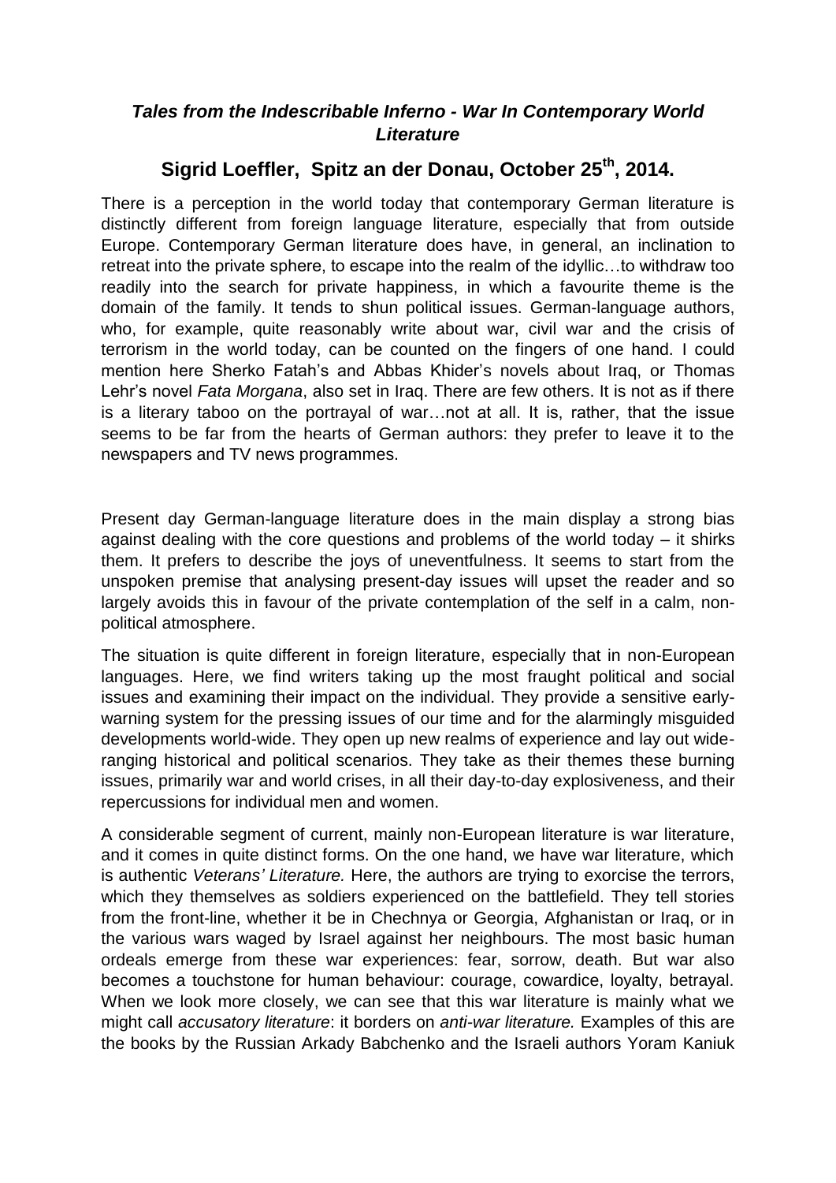## *Tales from the Indescribable Inferno - War In Contemporary World Literature*

## Sigrid Loeffler, Spitz an der Donau, October 25th, 2014.

There is a perception in the world today that contemporary German literature is distinctly different from foreign language literature, especially that from outside Europe. Contemporary German literature does have, in general, an inclination to retreat into the private sphere, to escape into the realm of the idyllic…to withdraw too readily into the search for private happiness, in which a favourite theme is the domain of the family. It tends to shun political issues. German-language authors, who, for example, quite reasonably write about war, civil war and the crisis of terrorism in the world today, can be counted on the fingers of one hand. I could mention here Sherko Fatah's and Abbas Khider's novels about Iraq, or Thomas Lehr's novel *Fata Morgana*, also set in Iraq. There are few others. It is not as if there is a literary taboo on the portrayal of war…not at all. It is, rather, that the issue seems to be far from the hearts of German authors: they prefer to leave it to the newspapers and TV news programmes.

Present day German-language literature does in the main display a strong bias against dealing with the core questions and problems of the world today – it shirks them. It prefers to describe the joys of uneventfulness. It seems to start from the unspoken premise that analysing present-day issues will upset the reader and so largely avoids this in favour of the private contemplation of the self in a calm, non-political atmosphere.

The situation is quite different in foreign literature, especially that in non-European languages. Here, we find writers taking up the most fraught political and social issues and examining their impact on the individual. They provide a sensitive early-warning system for the pressing issues of our time and for the alarmingly misguided developments world-wide. They open up new realms of experience and lay out wide-ranging historical and political scenarios. They take as their themes these burning issues, primarily war and world crises, in all their day-to-day explosiveness, and their repercussions for individual men and women.

A considerable segment of current, mainly non-European literature is war literature, and it comes in quite distinct forms. On the one hand, we have war literature, which is authentic *Veterans' Literature.* Here, the authors are trying to exorcise the terrors, which they themselves as soldiers experienced on the battlefield. They tell stories from the front-line, whether it be in Chechnya or Georgia, Afghanistan or Iraq, or in the various wars waged by Israel against her neighbours. The most basic human ordeals emerge from these war experiences: fear, sorrow, death. But war also becomes a touchstone for human behaviour: courage, cowardice, loyalty, betrayal. When we look more closely, we can see that this war literature is mainly what we might call *accusatory literature*: it borders on *anti-war literature.* Examples of this are the books by the Russian Arkady Babchenko and the Israeli authors Yoram Kaniuk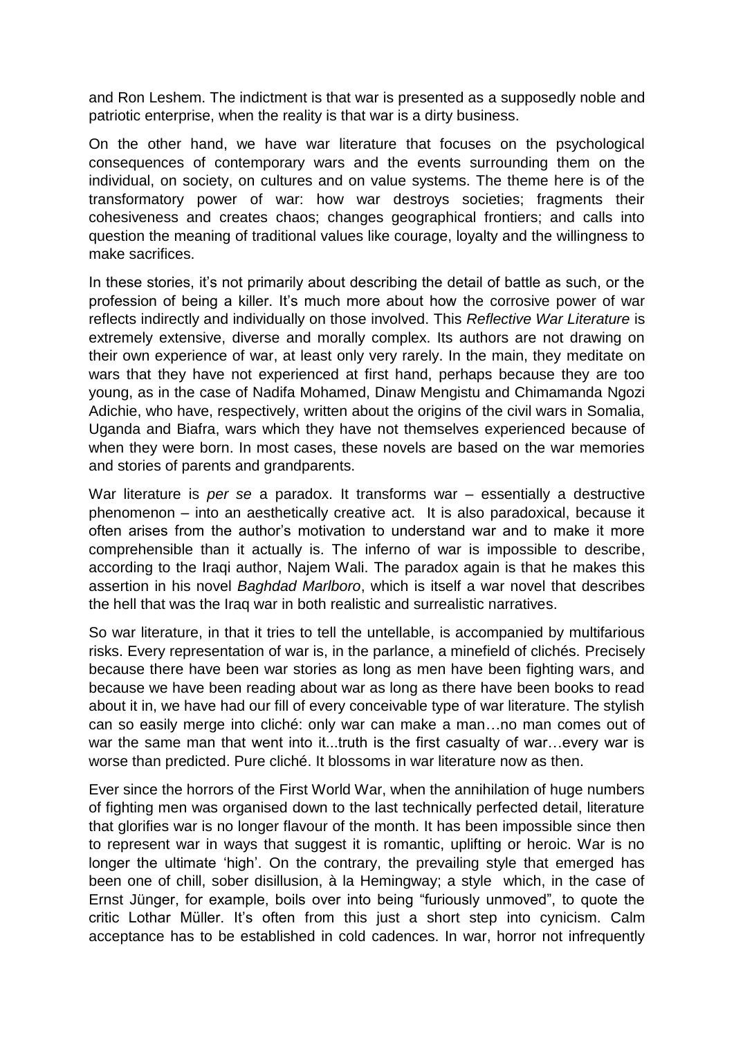and Ron Leshem. The indictment is that war is presented as a supposedly noble and patriotic enterprise, when the reality is that war is a dirty business.

On the other hand, we have war literature that focuses on the psychological consequences of contemporary wars and the events surrounding them on the individual, on society, on cultures and on value systems. The theme here is of the transformatory power of war: how war destroys societies; fragments their cohesiveness and creates chaos; changes geographical frontiers; and calls into question the meaning of traditional values like courage, loyalty and the willingness to make sacrifices.

In these stories, it's not primarily about describing the detail of battle as such, or the profession of being a killer. It's much more about how the corrosive power of war reflects indirectly and individually on those involved. This *Reflective War Literature* is extremely extensive, diverse and morally complex. Its authors are not drawing on their own experience of war, at least only very rarely. In the main, they meditate on wars that they have not experienced at first hand, perhaps because they are too young, as in the case of Nadifa Mohamed, Dinaw Mengistu and Chimamanda Ngozi Adichie, who have, respectively, written about the origins of the civil wars in Somalia, Uganda and Biafra, wars which they have not themselves experienced because of when they were born. In most cases, these novels are based on the war memories and stories of parents and grandparents.

War literature is *per se* a paradox. It transforms war – essentially a destructive phenomenon – into an aesthetically creative act. It is also paradoxical, because it often arises from the author's motivation to understand war and to make it more comprehensible than it actually is. The inferno of war is impossible to describe, according to the Iraqi author, Najem Wali. The paradox again is that he makes this assertion in his novel *Baghdad Marlboro*, which is itself a war novel that describes the hell that was the Iraq war in both realistic and surrealistic narratives.

So war literature, in that it tries to tell the untellable, is accompanied by multifarious risks. Every representation of war is, in the parlance, a minefield of clichés. Precisely because there have been war stories as long as men have been fighting wars, and because we have been reading about war as long as there have been books to read about it in, we have had our fill of every conceivable type of war literature. The stylish can so easily merge into cliché: only war can make a man…no man comes out of war the same man that went into it...truth is the first casualty of war…every war is worse than predicted. Pure cliché. It blossoms in war literature now as then.

Ever since the horrors of the First World War, when the annihilation of huge numbers of fighting men was organised down to the last technically perfected detail, literature that glorifies war is no longer flavour of the month. It has been impossible since then to represent war in ways that suggest it is romantic, uplifting or heroic. War is no longer the ultimate 'high'. On the contrary, the prevailing style that emerged has been one of chill, sober disillusion, à la Hemingway; a style which, in the case of Ernst Jünger, for example, boils over into being "furiously unmoved", to quote the critic Lothar Müller. It's often from this just a short step into cynicism. Calm acceptance has to be established in cold cadences. In war, horror not infrequently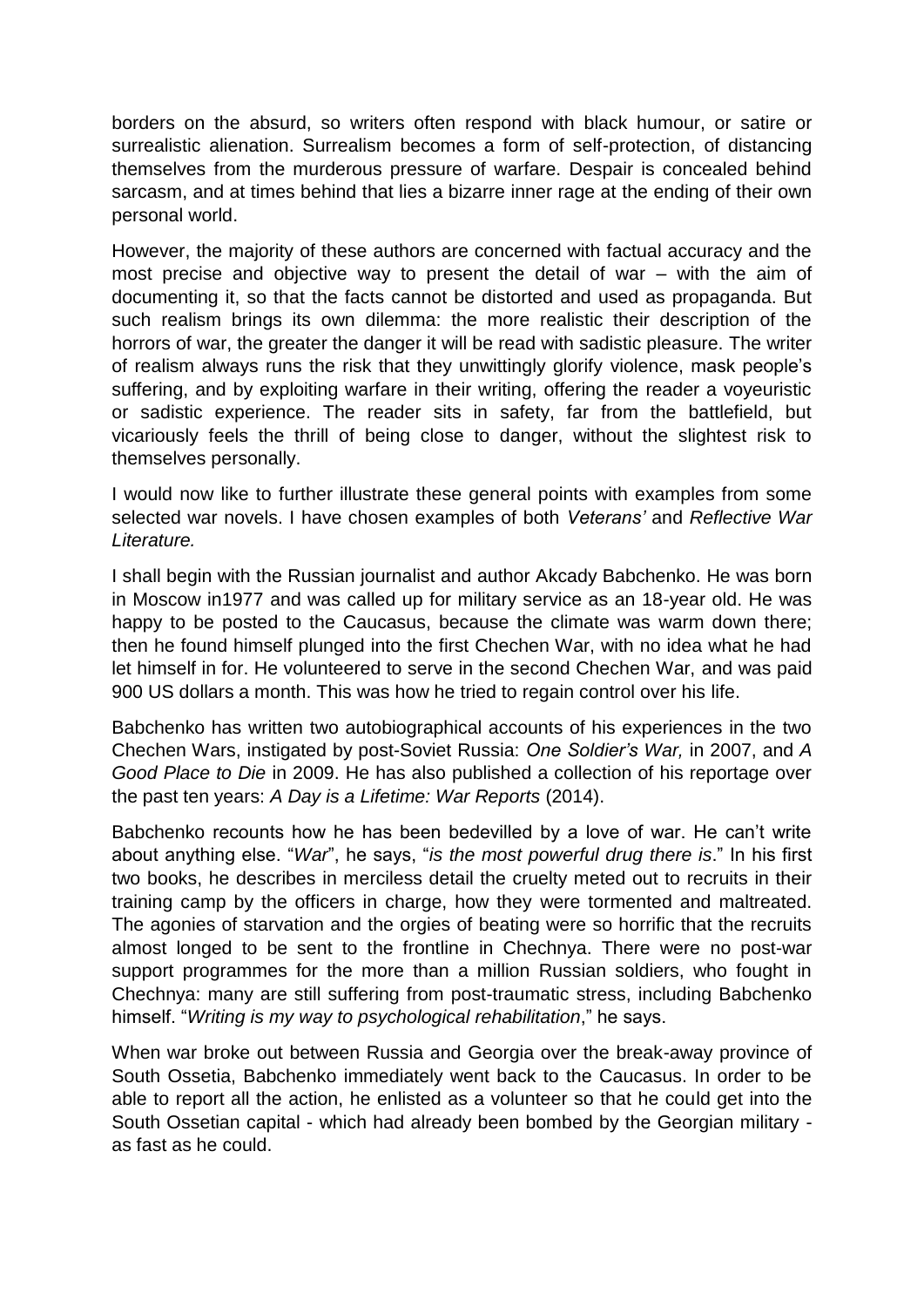borders on the absurd, so writers often respond with black humour, or satire or surrealistic alienation. Surrealism becomes a form of self-protection, of distancing themselves from the murderous pressure of warfare. Despair is concealed behind sarcasm, and at times behind that lies a bizarre inner rage at the ending of their own personal world.

However, the majority of these authors are concerned with factual accuracy and the most precise and objective way to present the detail of war – with the aim of documenting it, so that the facts cannot be distorted and used as propaganda. But such realism brings its own dilemma: the more realistic their description of the horrors of war, the greater the danger it will be read with sadistic pleasure. The writer of realism always runs the risk that they unwittingly glorify violence, mask people's suffering, and by exploiting warfare in their writing, offering the reader a voyeuristic or sadistic experience. The reader sits in safety, far from the battlefield, but vicariously feels the thrill of being close to danger, without the slightest risk to themselves personally.

I would now like to further illustrate these general points with examples from some selected war novels. I have chosen examples of both *Veterans'* and *Reflective War Literature.*

I shall begin with the Russian journalist and author Akcady Babchenko. He was born in Moscow in1977 and was called up for military service as an 18-year old. He was happy to be posted to the Caucasus, because the climate was warm down there; then he found himself plunged into the first Chechen War, with no idea what he had let himself in for. He volunteered to serve in the second Chechen War, and was paid 900 US dollars a month. This was how he tried to regain control over his life.

Babchenko has written two autobiographical accounts of his experiences in the two Chechen Wars, instigated by post-Soviet Russia: *One Soldier's War,* in 2007, and *A Good Place to Die* in 2009. He has also published a collection of his reportage over the past ten years: *A Day is a Lifetime: War Reports* (2014).

Babchenko recounts how he has been bedevilled by a love of war. He can't write about anything else. "*War*", he says, "*is the most powerful drug there is*." In his first two books, he describes in merciless detail the cruelty meted out to recruits in their training camp by the officers in charge, how they were tormented and maltreated. The agonies of starvation and the orgies of beating were so horrific that the recruits almost longed to be sent to the frontline in Chechnya. There were no post-war support programmes for the more than a million Russian soldiers, who fought in Chechnya: many are still suffering from post-traumatic stress, including Babchenko himself. "*Writing is my way to psychological rehabilitation*," he says.

When war broke out between Russia and Georgia over the break-away province of South Ossetia, Babchenko immediately went back to the Caucasus. In order to be able to report all the action, he enlisted as a volunteer so that he could get into the South Ossetian capital - which had already been bombed by the Georgian military - as fast as he could.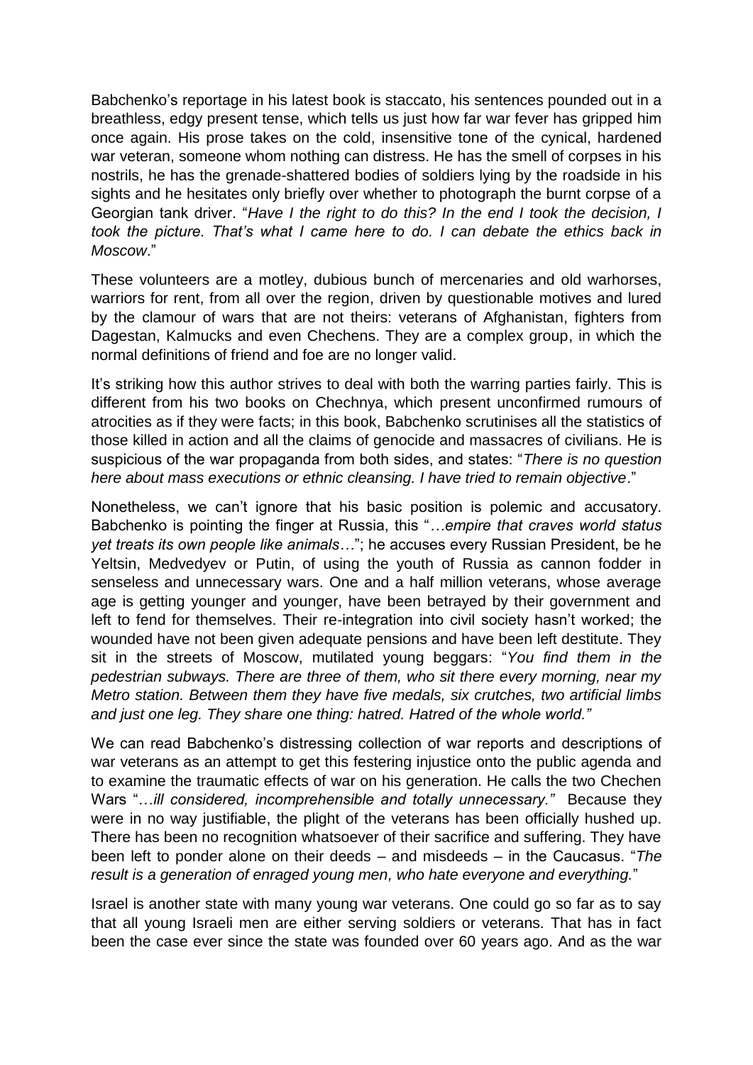Babchenko's reportage in his latest book is staccato, his sentences pounded out in a breathless, edgy present tense, which tells us just how far war fever has gripped him once again. His prose takes on the cold, insensitive tone of the cynical, hardened war veteran, someone whom nothing can distress. He has the smell of corpses in his nostrils, he has the grenade-shattered bodies of soldiers lying by the roadside in his sights and he hesitates only briefly over whether to photograph the burnt corpse of a Georgian tank driver. "*Have I the right to do this? In the end I took the decision, I took the picture. That's what I came here to do. I can debate the ethics back in Moscow*."

These volunteers are a motley, dubious bunch of mercenaries and old warhorses, warriors for rent, from all over the region, driven by questionable motives and lured by the clamour of wars that are not theirs: veterans of Afghanistan, fighters from Dagestan, Kalmucks and even Chechens. They are a complex group, in which the normal definitions of friend and foe are no longer valid.

It's striking how this author strives to deal with both the warring parties fairly. This is different from his two books on Chechnya, which present unconfirmed rumours of atrocities as if they were facts; in this book, Babchenko scrutinises all the statistics of those killed in action and all the claims of genocide and massacres of civilians. He is suspicious of the war propaganda from both sides, and states: "*There is no question here about mass executions or ethnic cleansing. I have tried to remain objective*."

Nonetheless, we can't ignore that his basic position is polemic and accusatory. Babchenko is pointing the finger at Russia, this "*…empire that craves world status yet treats its own people like animals…*"; he accuses every Russian President, be he Yeltsin, Medvedyev or Putin, of using the youth of Russia as cannon fodder in senseless and unnecessary wars. One and a half million veterans, whose average age is getting younger and younger, have been betrayed by their government and left to fend for themselves. Their re-integration into civil society hasn't worked; the wounded have not been given adequate pensions and have been left destitute. They sit in the streets of Moscow, mutilated young beggars: "*You find them in the pedestrian subways. There are three of them, who sit there every morning, near my Metro station. Between them they have five medals, six crutches, two artificial limbs and just one leg. They share one thing: hatred. Hatred of the whole world."*

We can read Babchenko's distressing collection of war reports and descriptions of war veterans as an attempt to get this festering injustice onto the public agenda and to examine the traumatic effects of war on his generation. He calls the two Chechen Wars "*…ill considered, incomprehensible and totally unnecessary."* Because they were in no way justifiable, the plight of the veterans has been officially hushed up. There has been no recognition whatsoever of their sacrifice and suffering. They have been left to ponder alone on their deeds – and misdeeds – in the Caucasus. "*The result is a generation of enraged young men, who hate everyone and everything.*"

Israel is another state with many young war veterans. One could go so far as to say that all young Israeli men are either serving soldiers or veterans. That has in fact been the case ever since the state was founded over 60 years ago. And as the war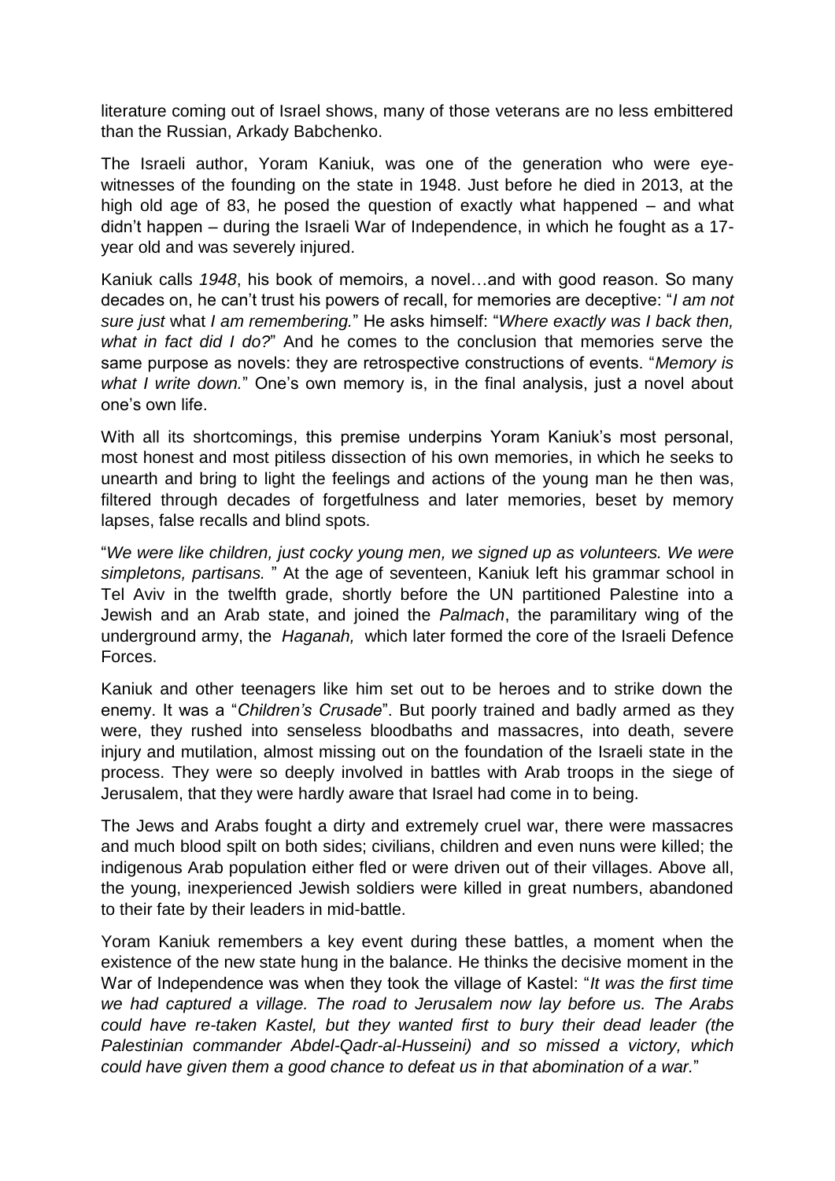literature coming out of Israel shows, many of those veterans are no less embittered than the Russian, Arkady Babchenko.

The Israeli author, Yoram Kaniuk, was one of the generation who were eye-witnesses of the founding on the state in 1948. Just before he died in 2013, at the high old age of 83, he posed the question of exactly what happened – and what didn't happen – during the Israeli War of Independence, in which he fought as a 17-year old and was severely injured.

Kaniuk calls *1948*, his book of memoirs, a novel…and with good reason. So many decades on, he can't trust his powers of recall, for memories are deceptive: "*I am not sure just* what *I am remembering.*" He asks himself: "*Where exactly was I back then, what in fact did I do?*" And he comes to the conclusion that memories serve the same purpose as novels: they are retrospective constructions of events. "*Memory is what I write down.*" One's own memory is, in the final analysis, just a novel about one's own life.

With all its shortcomings, this premise underpins Yoram Kaniuk's most personal, most honest and most pitiless dissection of his own memories, in which he seeks to unearth and bring to light the feelings and actions of the young man he then was, filtered through decades of forgetfulness and later memories, beset by memory lapses, false recalls and blind spots.

"*We were like children, just cocky young men, we signed up as volunteers. We were simpletons, partisans.* " At the age of seventeen, Kaniuk left his grammar school in Tel Aviv in the twelfth grade, shortly before the UN partitioned Palestine into a Jewish and an Arab state, and joined the *Palmach*, the paramilitary wing of the underground army, the *Haganah,* which later formed the core of the Israeli Defence Forces.

Kaniuk and other teenagers like him set out to be heroes and to strike down the enemy. It was a "*Children's Crusade*". But poorly trained and badly armed as they were, they rushed into senseless bloodbaths and massacres, into death, severe injury and mutilation, almost missing out on the foundation of the Israeli state in the process. They were so deeply involved in battles with Arab troops in the siege of Jerusalem, that they were hardly aware that Israel had come in to being.

The Jews and Arabs fought a dirty and extremely cruel war, there were massacres and much blood spilt on both sides; civilians, children and even nuns were killed; the indigenous Arab population either fled or were driven out of their villages. Above all, the young, inexperienced Jewish soldiers were killed in great numbers, abandoned to their fate by their leaders in mid-battle.

Yoram Kaniuk remembers a key event during these battles, a moment when the existence of the new state hung in the balance. He thinks the decisive moment in the War of Independence was when they took the village of Kastel: "*It was the first time we had captured a village. The road to Jerusalem now lay before us. The Arabs could have re-taken Kastel, but they wanted first to bury their dead leader (the Palestinian commander Abdel-Qadr-al-Husseini) and so missed a victory, which could have given them a good chance to defeat us in that abomination of a war.*"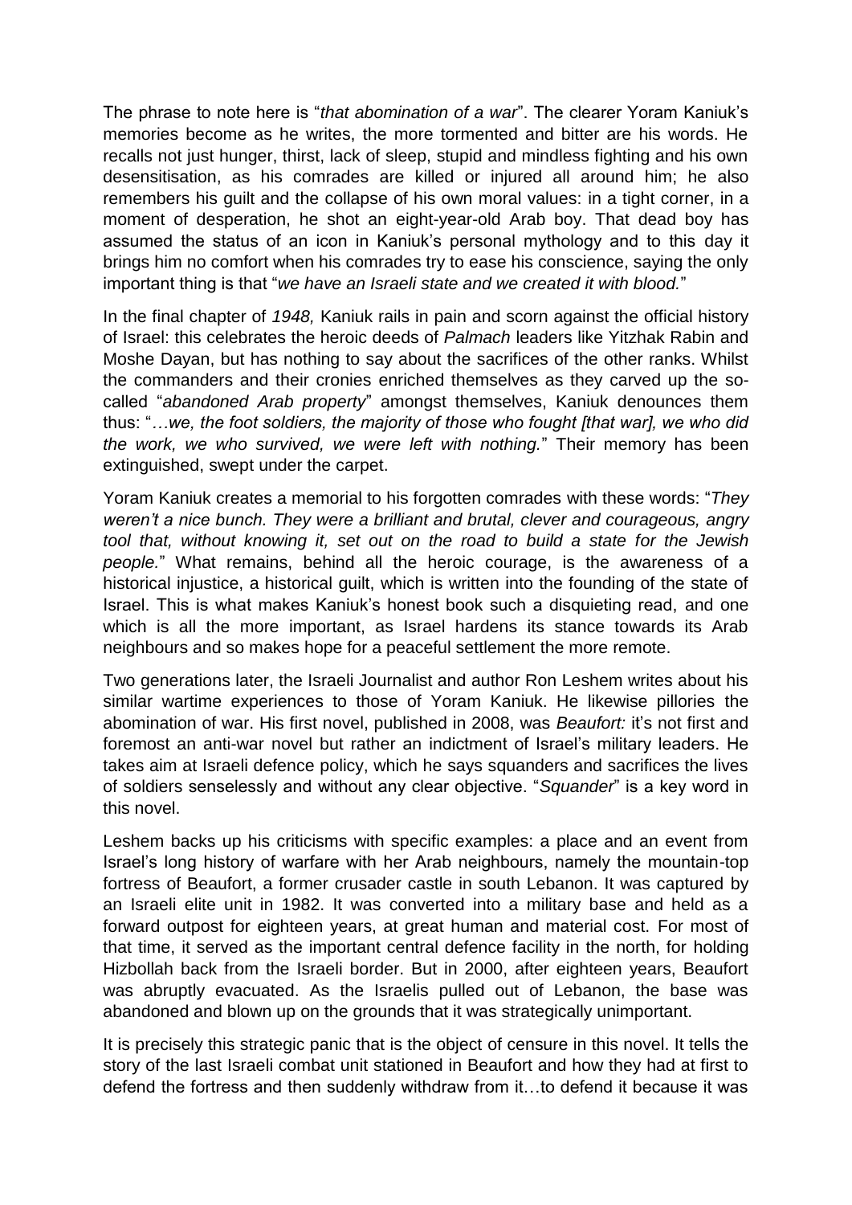The phrase to note here is "*that abomination of a war*". The clearer Yoram Kaniuk's memories become as he writes, the more tormented and bitter are his words. He recalls not just hunger, thirst, lack of sleep, stupid and mindless fighting and his own desensitisation, as his comrades are killed or injured all around him; he also remembers his guilt and the collapse of his own moral values: in a tight corner, in a moment of desperation, he shot an eight-year-old Arab boy. That dead boy has assumed the status of an icon in Kaniuk's personal mythology and to this day it brings him no comfort when his comrades try to ease his conscience, saying the only important thing is that "*we have an Israeli state and we created it with blood.*"

In the final chapter of *1948,* Kaniuk rails in pain and scorn against the official history of Israel: this celebrates the heroic deeds of *Palmach* leaders like Yitzhak Rabin and Moshe Dayan, but has nothing to say about the sacrifices of the other ranks. Whilst the commanders and their cronies enriched themselves as they carved up the so-called "*abandoned Arab property*" amongst themselves, Kaniuk denounces them thus: "…*we, the foot soldiers, the majority of those who fought [that war], we who did the work, we who survived, we were left with nothing.*" Their memory has been extinguished, swept under the carpet.

Yoram Kaniuk creates a memorial to his forgotten comrades with these words: "*They weren't a nice bunch. They were a brilliant and brutal, clever and courageous, angry tool that, without knowing it, set out on the road to build a state for the Jewish people.*" What remains, behind all the heroic courage, is the awareness of a historical injustice, a historical guilt, which is written into the founding of the state of Israel. This is what makes Kaniuk's honest book such a disquieting read, and one which is all the more important, as Israel hardens its stance towards its Arab neighbours and so makes hope for a peaceful settlement the more remote.

Two generations later, the Israeli Journalist and author Ron Leshem writes about his similar wartime experiences to those of Yoram Kaniuk. He likewise pillories the abomination of war. His first novel, published in 2008, was *Beaufort:* it's not first and foremost an anti-war novel but rather an indictment of Israel's military leaders. He takes aim at Israeli defence policy, which he says squanders and sacrifices the lives of soldiers senselessly and without any clear objective. "*Squander*" is a key word in this novel.

Leshem backs up his criticisms with specific examples: a place and an event from Israel's long history of warfare with her Arab neighbours, namely the mountain-top fortress of Beaufort, a former crusader castle in south Lebanon. It was captured by an Israeli elite unit in 1982. It was converted into a military base and held as a forward outpost for eighteen years, at great human and material cost. For most of that time, it served as the important central defence facility in the north, for holding Hizbollah back from the Israeli border. But in 2000, after eighteen years, Beaufort was abruptly evacuated. As the Israelis pulled out of Lebanon, the base was abandoned and blown up on the grounds that it was strategically unimportant.

It is precisely this strategic panic that is the object of censure in this novel. It tells the story of the last Israeli combat unit stationed in Beaufort and how they had at first to defend the fortress and then suddenly withdraw from it…to defend it because it was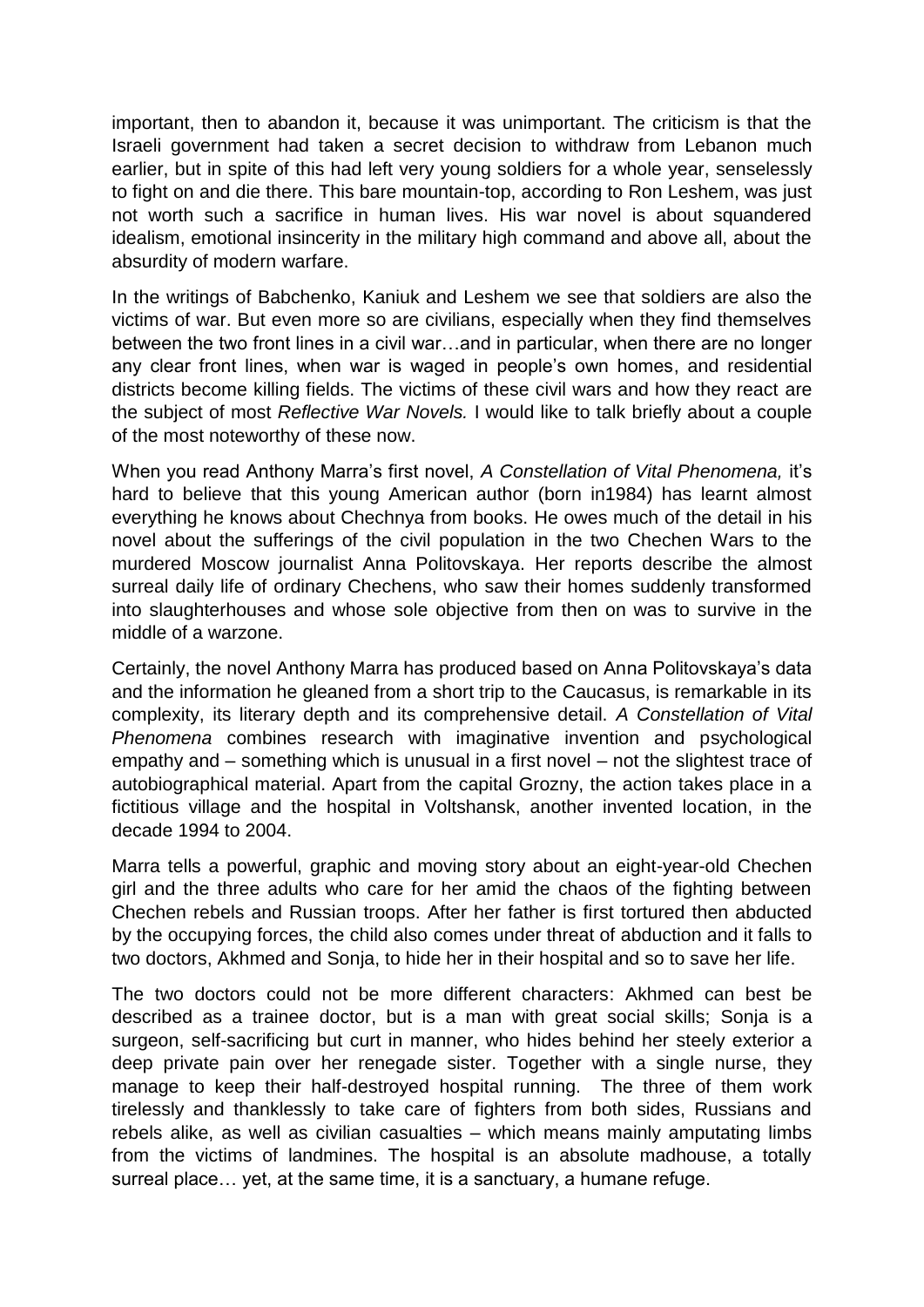important, then to abandon it, because it was unimportant. The criticism is that the Israeli government had taken a secret decision to withdraw from Lebanon much earlier, but in spite of this had left very young soldiers for a whole year, senselessly to fight on and die there. This bare mountain-top, according to Ron Leshem, was just not worth such a sacrifice in human lives. His war novel is about squandered idealism, emotional insincerity in the military high command and above all, about the absurdity of modern warfare.

In the writings of Babchenko, Kaniuk and Leshem we see that soldiers are also the victims of war. But even more so are civilians, especially when they find themselves between the two front lines in a civil war…and in particular, when there are no longer any clear front lines, when war is waged in people's own homes, and residential districts become killing fields. The victims of these civil wars and how they react are the subject of most *Reflective War Novels.* I would like to talk briefly about a couple of the most noteworthy of these now.

When you read Anthony Marra's first novel, *A Constellation of Vital Phenomena,* it's hard to believe that this young American author (born in1984) has learnt almost everything he knows about Chechnya from books. He owes much of the detail in his novel about the sufferings of the civil population in the two Chechen Wars to the murdered Moscow journalist Anna Politovskaya. Her reports describe the almost surreal daily life of ordinary Chechens, who saw their homes suddenly transformed into slaughterhouses and whose sole objective from then on was to survive in the middle of a warzone.

Certainly, the novel Anthony Marra has produced based on Anna Politovskaya's data and the information he gleaned from a short trip to the Caucasus, is remarkable in its complexity, its literary depth and its comprehensive detail. *A Constellation of Vital Phenomena* combines research with imaginative invention and psychological empathy and – something which is unusual in a first novel – not the slightest trace of autobiographical material. Apart from the capital Grozny, the action takes place in a fictitious village and the hospital in Voltshansk, another invented location, in the decade 1994 to 2004.

Marra tells a powerful, graphic and moving story about an eight-year-old Chechen girl and the three adults who care for her amid the chaos of the fighting between Chechen rebels and Russian troops. After her father is first tortured then abducted by the occupying forces, the child also comes under threat of abduction and it falls to two doctors, Akhmed and Sonja, to hide her in their hospital and so to save her life.

The two doctors could not be more different characters: Akhmed can best be described as a trainee doctor, but is a man with great social skills; Sonja is a surgeon, self-sacrificing but curt in manner, who hides behind her steely exterior a deep private pain over her renegade sister. Together with a single nurse, they manage to keep their half-destroyed hospital running. The three of them work tirelessly and thanklessly to take care of fighters from both sides, Russians and rebels alike, as well as civilian casualties – which means mainly amputating limbs from the victims of landmines. The hospital is an absolute madhouse, a totally surreal place… yet, at the same time, it is a sanctuary, a humane refuge.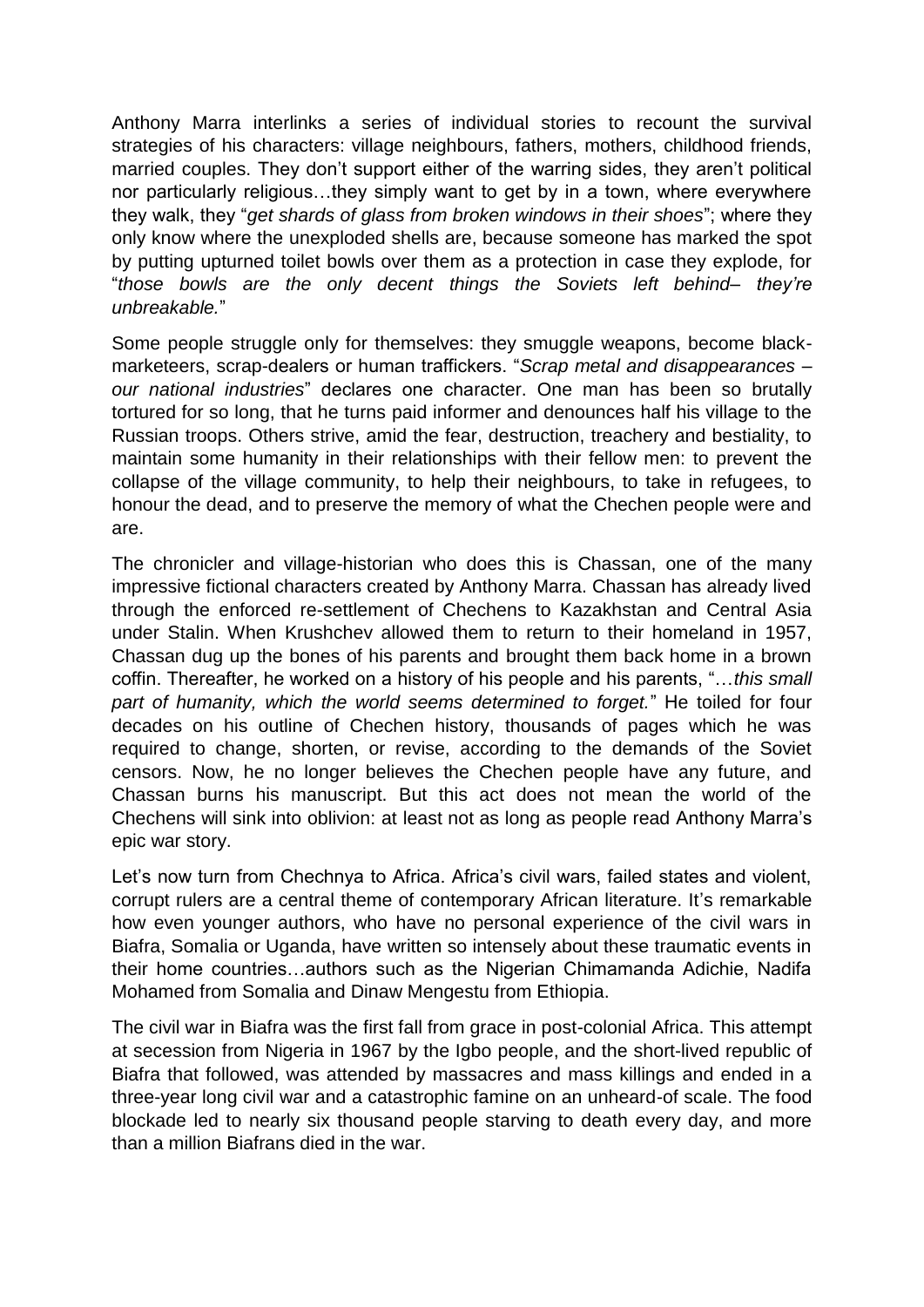Anthony Marra interlinks a series of individual stories to recount the survival strategies of his characters: village neighbours, fathers, mothers, childhood friends, married couples. They don't support either of the warring sides, they aren't political nor particularly religious…they simply want to get by in a town, where everywhere they walk, they "*get shards of glass from broken windows in their shoes*"; where they only know where the unexploded shells are, because someone has marked the spot by putting upturned toilet bowls over them as a protection in case they explode, for "*those bowls are the only decent things the Soviets left behind– they're unbreakable.*"

Some people struggle only for themselves: they smuggle weapons, become black-marketeers, scrap-dealers or human traffickers. "*Scrap metal and disappearances – our national industries*" declares one character. One man has been so brutally tortured for so long, that he turns paid informer and denounces half his village to the Russian troops. Others strive, amid the fear, destruction, treachery and bestiality, to maintain some humanity in their relationships with their fellow men: to prevent the collapse of the village community, to help their neighbours, to take in refugees, to honour the dead, and to preserve the memory of what the Chechen people were and are.

The chronicler and village-historian who does this is Chassan, one of the many impressive fictional characters created by Anthony Marra. Chassan has already lived through the enforced re-settlement of Chechens to Kazakhstan and Central Asia under Stalin. When Krushchev allowed them to return to their homeland in 1957, Chassan dug up the bones of his parents and brought them back home in a brown coffin. Thereafter, he worked on a history of his people and his parents, "…*this small part of humanity, which the world seems determined to forget.*" He toiled for four decades on his outline of Chechen history, thousands of pages which he was required to change, shorten, or revise, according to the demands of the Soviet censors. Now, he no longer believes the Chechen people have any future, and Chassan burns his manuscript. But this act does not mean the world of the Chechens will sink into oblivion: at least not as long as people read Anthony Marra's epic war story.

Let's now turn from Chechnya to Africa. Africa's civil wars, failed states and violent, corrupt rulers are a central theme of contemporary African literature. It's remarkable how even younger authors, who have no personal experience of the civil wars in Biafra, Somalia or Uganda, have written so intensely about these traumatic events in their home countries…authors such as the Nigerian Chimamanda Adichie, Nadifa Mohamed from Somalia and Dinaw Mengestu from Ethiopia.

The civil war in Biafra was the first fall from grace in post-colonial Africa. This attempt at secession from Nigeria in 1967 by the Igbo people, and the short-lived republic of Biafra that followed, was attended by massacres and mass killings and ended in a three-year long civil war and a catastrophic famine on an unheard-of scale. The food blockade led to nearly six thousand people starving to death every day, and more than a million Biafrans died in the war.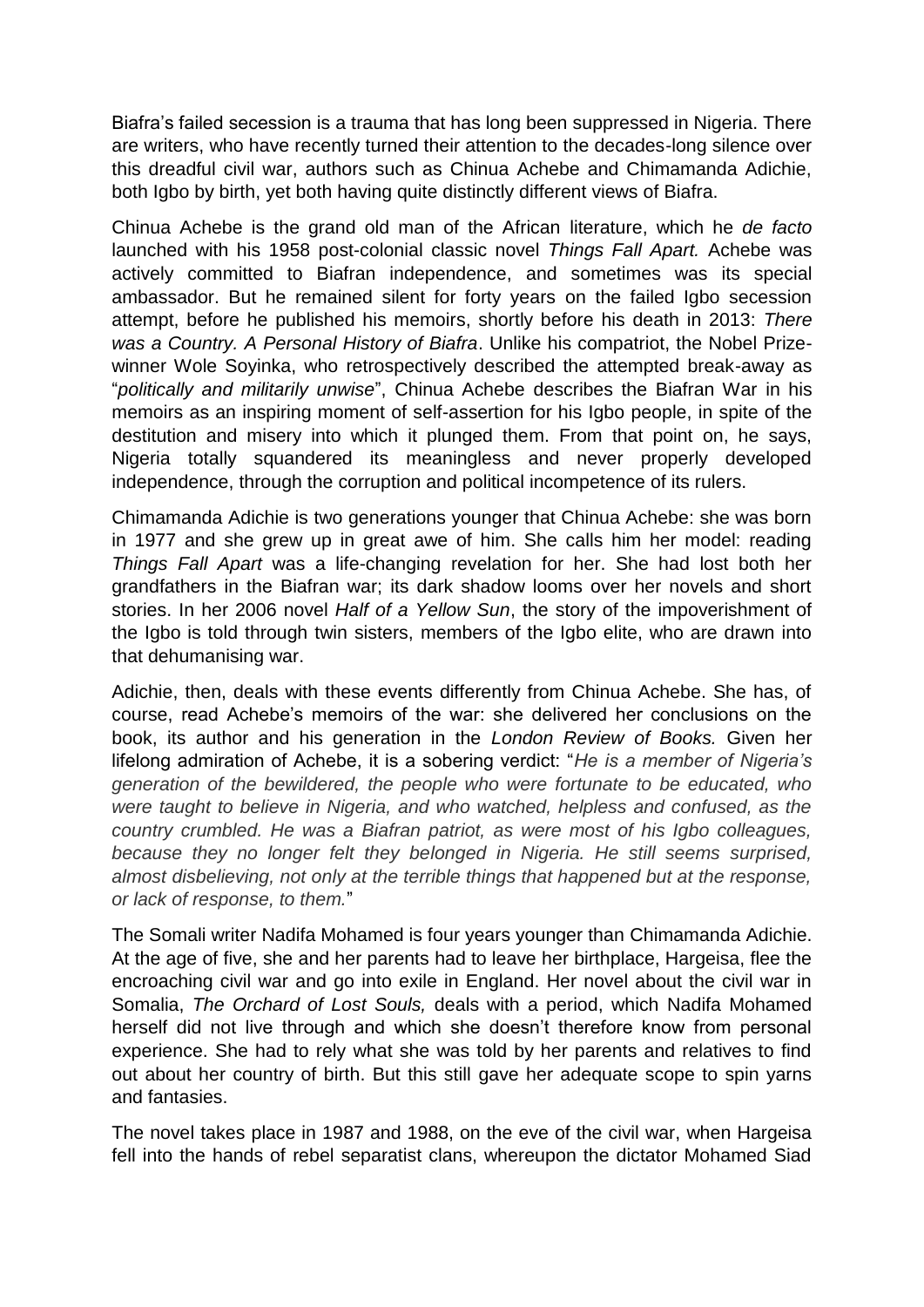Biafra's failed secession is a trauma that has long been suppressed in Nigeria. There are writers, who have recently turned their attention to the decades-long silence over this dreadful civil war, authors such as Chinua Achebe and Chimamanda Adichie, both Igbo by birth, yet both having quite distinctly different views of Biafra.

Chinua Achebe is the grand old man of the African literature, which he *de facto* launched with his 1958 post-colonial classic novel *Things Fall Apart.* Achebe was actively committed to Biafran independence, and sometimes was its special ambassador. But he remained silent for forty years on the failed Igbo secession attempt, before he published his memoirs, shortly before his death in 2013: *There was a Country. A Personal History of Biafra*. Unlike his compatriot, the Nobel Prize-winner Wole Soyinka, who retrospectively described the attempted break-away as "*politically and militarily unwise*", Chinua Achebe describes the Biafran War in his memoirs as an inspiring moment of self-assertion for his Igbo people, in spite of the destitution and misery into which it plunged them. From that point on, he says, Nigeria totally squandered its meaningless and never properly developed independence, through the corruption and political incompetence of its rulers.

Chimamanda Adichie is two generations younger that Chinua Achebe: she was born in 1977 and she grew up in great awe of him. She calls him her model: reading *Things Fall Apart* was a life-changing revelation for her. She had lost both her grandfathers in the Biafran war; its dark shadow looms over her novels and short stories. In her 2006 novel *Half of a Yellow Sun*, the story of the impoverishment of the Igbo is told through twin sisters, members of the Igbo elite, who are drawn into that dehumanising war.

Adichie, then, deals with these events differently from Chinua Achebe. She has, of course, read Achebe's memoirs of the war: she delivered her conclusions on the book, its author and his generation in the *London Review of Books.* Given her lifelong admiration of Achebe, it is a sobering verdict: "*He is a member of Nigeria's generation of the bewildered, the people who were fortunate to be educated, who were taught to believe in Nigeria, and who watched, helpless and confused, as the country crumbled. He was a Biafran patriot, as were most of his Igbo colleagues, because they no longer felt they belonged in Nigeria. He still seems surprised, almost disbelieving, not only at the terrible things that happened but at the response, or lack of response, to them.*"

The Somali writer Nadifa Mohamed is four years younger than Chimamanda Adichie. At the age of five, she and her parents had to leave her birthplace, Hargeisa, flee the encroaching civil war and go into exile in England. Her novel about the civil war in Somalia, *The Orchard of Lost Souls,* deals with a period, which Nadifa Mohamed herself did not live through and which she doesn't therefore know from personal experience. She had to rely what she was told by her parents and relatives to find out about her country of birth. But this still gave her adequate scope to spin yarns and fantasies.

The novel takes place in 1987 and 1988, on the eve of the civil war, when Hargeisa fell into the hands of rebel separatist clans, whereupon the dictator Mohamed Siad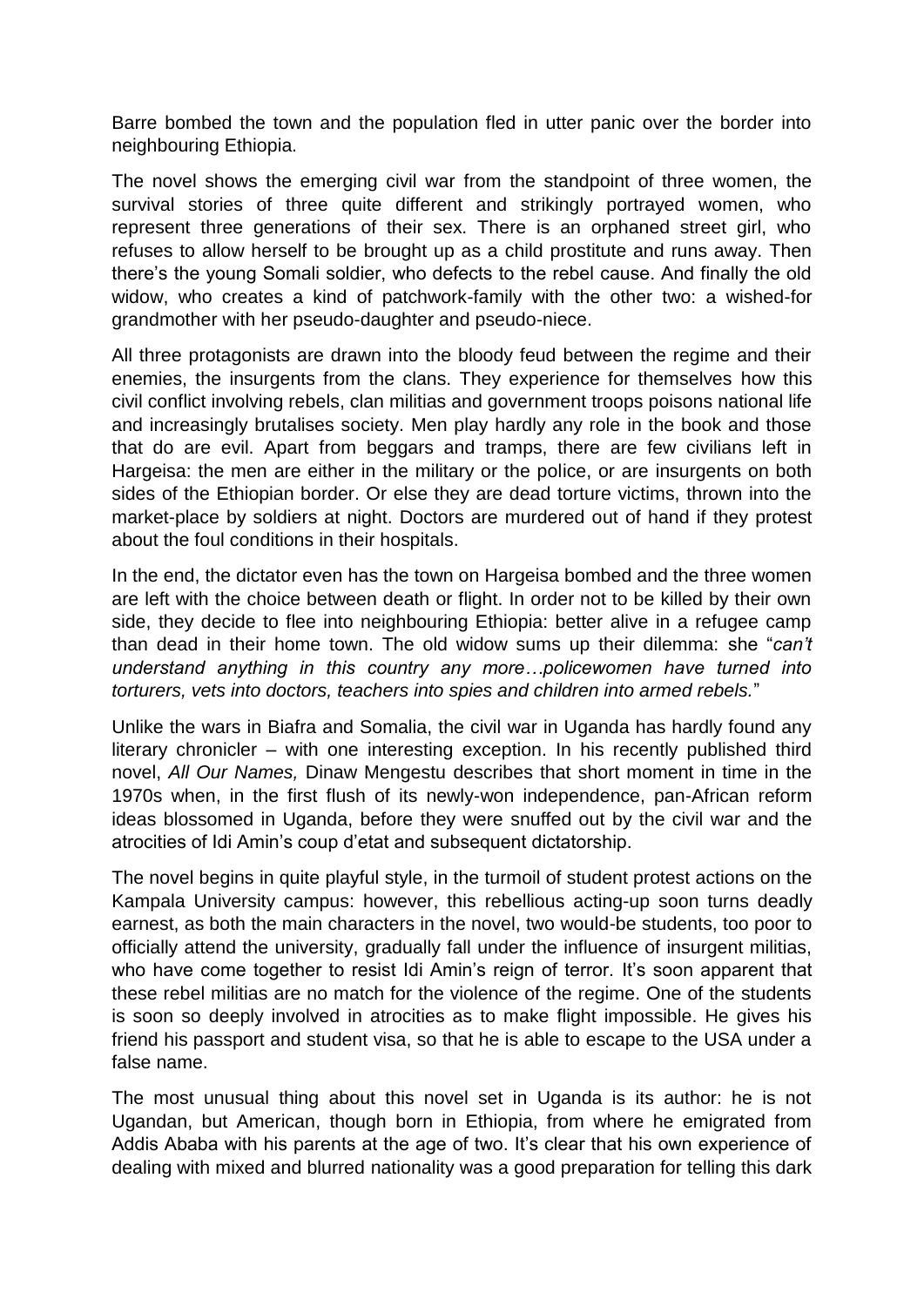Barre bombed the town and the population fled in utter panic over the border into neighbouring Ethiopia.

The novel shows the emerging civil war from the standpoint of three women, the survival stories of three quite different and strikingly portrayed women, who represent three generations of their sex. There is an orphaned street girl, who refuses to allow herself to be brought up as a child prostitute and runs away. Then there's the young Somali soldier, who defects to the rebel cause. And finally the old widow, who creates a kind of patchwork-family with the other two: a wished-for grandmother with her pseudo-daughter and pseudo-niece.

All three protagonists are drawn into the bloody feud between the regime and their enemies, the insurgents from the clans. They experience for themselves how this civil conflict involving rebels, clan militias and government troops poisons national life and increasingly brutalises society. Men play hardly any role in the book and those that do are evil. Apart from beggars and tramps, there are few civilians left in Hargeisa: the men are either in the military or the police, or are insurgents on both sides of the Ethiopian border. Or else they are dead torture victims, thrown into the market-place by soldiers at night. Doctors are murdered out of hand if they protest about the foul conditions in their hospitals.

In the end, the dictator even has the town on Hargeisa bombed and the three women are left with the choice between death or flight. In order not to be killed by their own side, they decide to flee into neighbouring Ethiopia: better alive in a refugee camp than dead in their home town. The old widow sums up their dilemma: she "*can't understand anything in this country any more…policewomen have turned into torturers, vets into doctors, teachers into spies and children into armed rebels.*"

Unlike the wars in Biafra and Somalia, the civil war in Uganda has hardly found any literary chronicler – with one interesting exception. In his recently published third novel, *All Our Names,* Dinaw Mengestu describes that short moment in time in the 1970s when, in the first flush of its newly-won independence, pan-African reform ideas blossomed in Uganda, before they were snuffed out by the civil war and the atrocities of Idi Amin's coup d'etat and subsequent dictatorship.

The novel begins in quite playful style, in the turmoil of student protest actions on the Kampala University campus: however, this rebellious acting-up soon turns deadly earnest, as both the main characters in the novel, two would-be students, too poor to officially attend the university, gradually fall under the influence of insurgent militias, who have come together to resist Idi Amin's reign of terror. It's soon apparent that these rebel militias are no match for the violence of the regime. One of the students is soon so deeply involved in atrocities as to make flight impossible. He gives his friend his passport and student visa, so that he is able to escape to the USA under a false name.

The most unusual thing about this novel set in Uganda is its author: he is not Ugandan, but American, though born in Ethiopia, from where he emigrated from Addis Ababa with his parents at the age of two. It's clear that his own experience of dealing with mixed and blurred nationality was a good preparation for telling this dark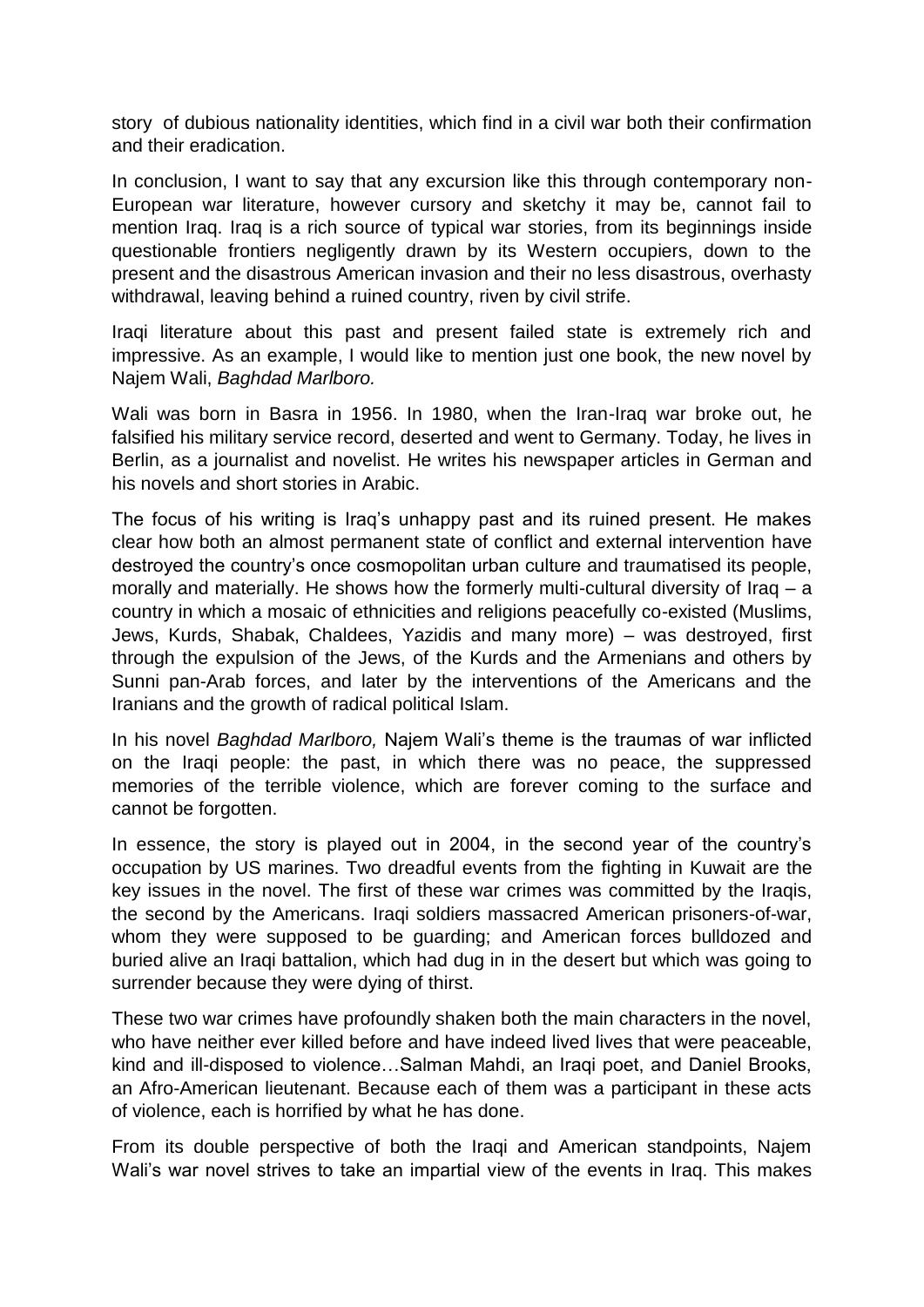story of dubious nationality identities, which find in a civil war both their confirmation and their eradication.

In conclusion, I want to say that any excursion like this through contemporary non-European war literature, however cursory and sketchy it may be, cannot fail to mention Iraq. Iraq is a rich source of typical war stories, from its beginnings inside questionable frontiers negligently drawn by its Western occupiers, down to the present and the disastrous American invasion and their no less disastrous, overhasty withdrawal, leaving behind a ruined country, riven by civil strife.

Iraqi literature about this past and present failed state is extremely rich and impressive. As an example, I would like to mention just one book, the new novel by Najem Wali, *Baghdad Marlboro.*

Wali was born in Basra in 1956. In 1980, when the Iran-Iraq war broke out, he falsified his military service record, deserted and went to Germany. Today, he lives in Berlin, as a journalist and novelist. He writes his newspaper articles in German and his novels and short stories in Arabic.

The focus of his writing is Iraq's unhappy past and its ruined present. He makes clear how both an almost permanent state of conflict and external intervention have destroyed the country's once cosmopolitan urban culture and traumatised its people, morally and materially. He shows how the formerly multi-cultural diversity of Iraq – a country in which a mosaic of ethnicities and religions peacefully co-existed (Muslims, Jews, Kurds, Shabak, Chaldees, Yazidis and many more) – was destroyed, first through the expulsion of the Jews, of the Kurds and the Armenians and others by Sunni pan-Arab forces, and later by the interventions of the Americans and the Iranians and the growth of radical political Islam.

In his novel *Baghdad Marlboro,* Najem Wali's theme is the traumas of war inflicted on the Iraqi people: the past, in which there was no peace, the suppressed memories of the terrible violence, which are forever coming to the surface and cannot be forgotten.

In essence, the story is played out in 2004, in the second year of the country's occupation by US marines. Two dreadful events from the fighting in Kuwait are the key issues in the novel. The first of these war crimes was committed by the Iraqis, the second by the Americans. Iraqi soldiers massacred American prisoners-of-war, whom they were supposed to be guarding; and American forces bulldozed and buried alive an Iraqi battalion, which had dug in in the desert but which was going to surrender because they were dying of thirst.

These two war crimes have profoundly shaken both the main characters in the novel, who have neither ever killed before and have indeed lived lives that were peaceable, kind and ill-disposed to violence…Salman Mahdi, an Iraqi poet, and Daniel Brooks, an Afro-American lieutenant. Because each of them was a participant in these acts of violence, each is horrified by what he has done.

From its double perspective of both the Iraqi and American standpoints, Najem Wali's war novel strives to take an impartial view of the events in Iraq. This makes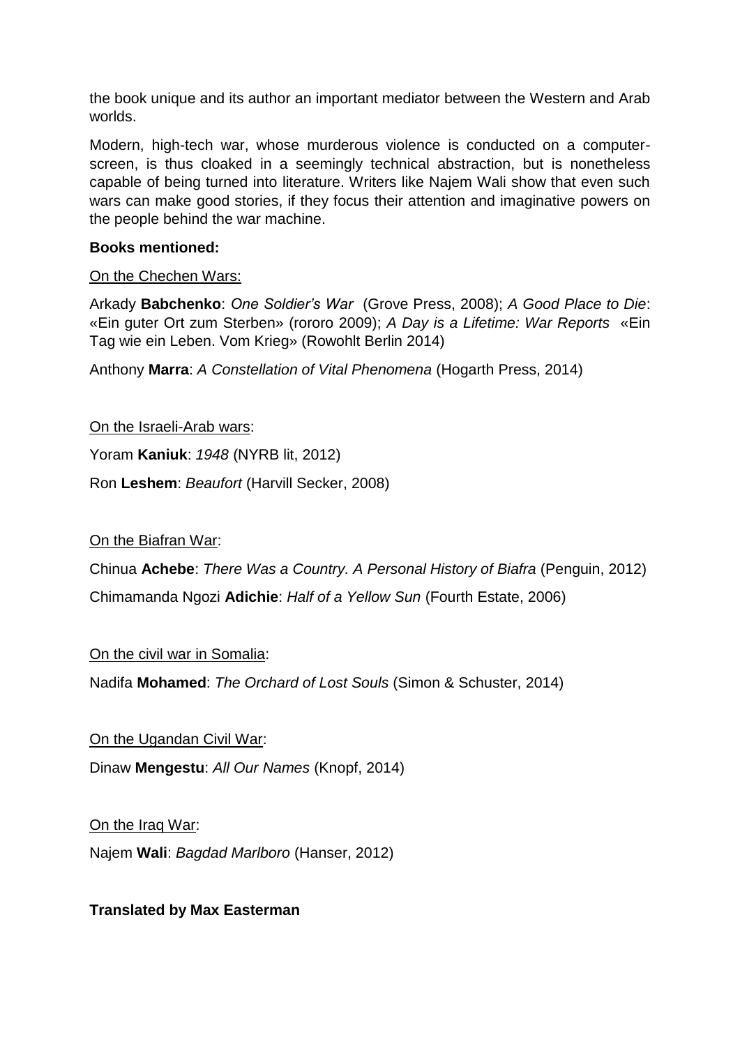the book unique and its author an important mediator between the Western and Arab worlds.

Modern, high-tech war, whose murderous violence is conducted on a computer-screen, is thus cloaked in a seemingly technical abstraction, but is nonetheless capable of being turned into literature. Writers like Najem Wali show that even such wars can make good stories, if they focus their attention and imaginative powers on the people behind the war machine.

**Books mentioned:**

<u>On the Chechen Wars:</u>

Arkady **Babchenko**: *One Soldier's War* (Grove Press, 2008); *A Good Place to Die*: «Ein guter Ort zum Sterben» (rororo 2009); *A Day is a Lifetime: War Reports* «Ein Tag wie ein Leben. Vom Krieg» (Rowohlt Berlin 2014)

Anthony **Marra**: *A Constellation of Vital Phenomena* (Hogarth Press, 2014)

<u>On the Israeli-Arab wars</u>:

Yoram **Kaniuk**: *1948* (NYRB lit, 2012)

Ron **Leshem**: *Beaufort* (Harvill Secker, 2008)

<u>On the Biafran War</u>:

Chinua **Achebe**: *There Was a Country. A Personal History of Biafra* (Penguin, 2012)

Chimamanda Ngozi **Adichie**: *Half of a Yellow Sun* (Fourth Estate, 2006)

<u>On the civil war in Somalia</u>:

Nadifa **Mohamed**: *The Orchard of Lost Souls* (Simon & Schuster, 2014)

<u>On the Ugandan Civil War</u>:

Dinaw **Mengestu**: *All Our Names* (Knopf, 2014)

<u>On the Iraq War</u>:

Najem **Wali**: *Bagdad Marlboro* (Hanser, 2012)

**Translated by Max Easterman**